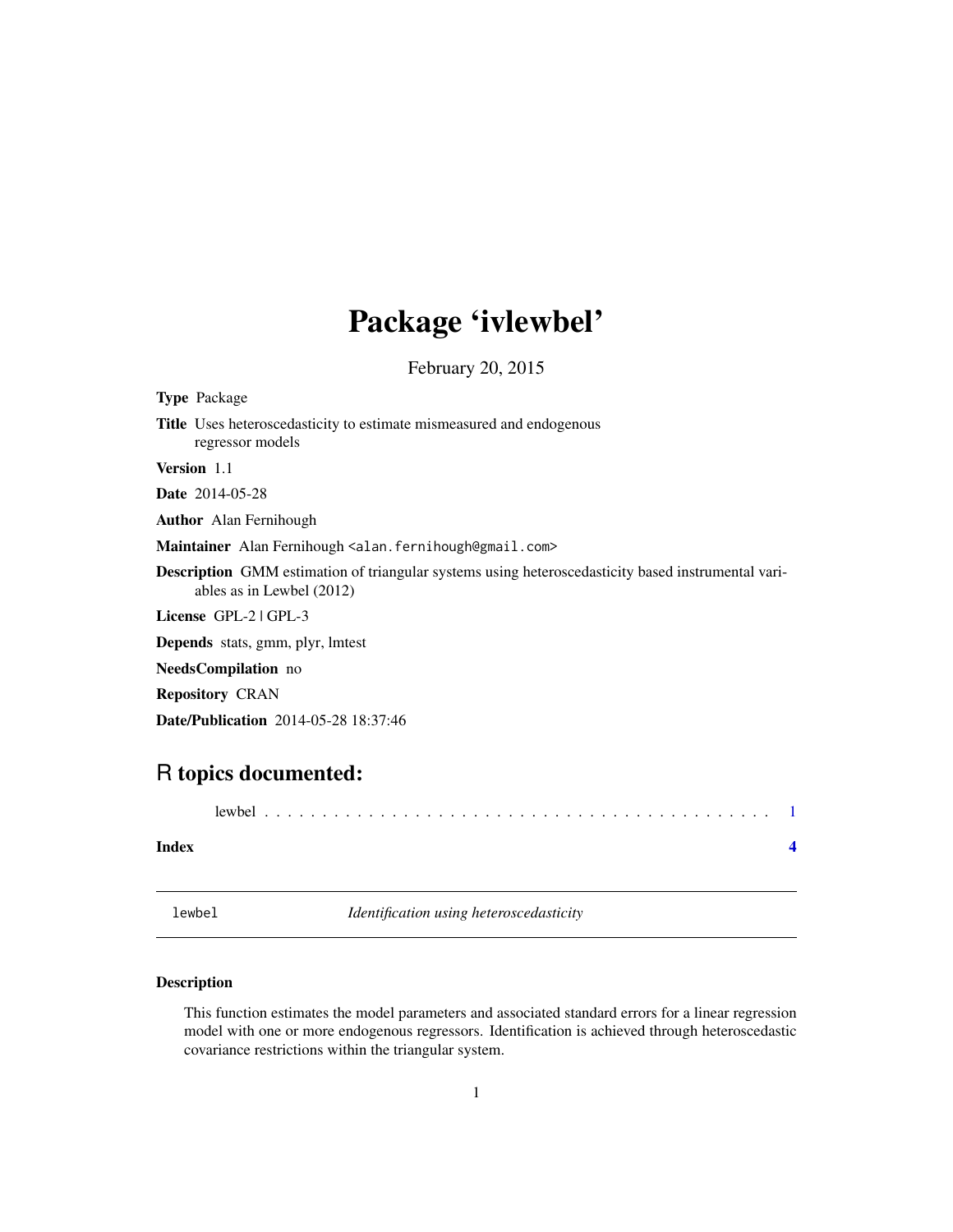# Package 'ivlewbel'

February 20, 2015

**Type** Package

**Title** Uses heteroscedasticity to estimate mismeasured and endogenous regressor models

**Version** 1.1

**Date** 2014-05-28

**Author** Alan Fernihough

**Maintainer** Alan Fernihough <alan.fernihough@gmail.com>

**Description** GMM estimation of triangular systems using heteroscedasticity based instrumental variables as in Lewbel (2012)

**License** GPL-2 | GPL-3

**Depends** stats, gmm, plyr, lmtest

**NeedsCompilation** no

**Repository** CRAN

**Date/Publication** 2014-05-28 18:37:46

## R topics documented:

lewbel . . . . . . . . . . . . . . . . . . . . . . . . . . . . . . . . . . . . . . . . . . . . 1

**Index** **4**

---

`lewbel` *Identification using heteroscedasticity*

---

### Description

This function estimates the model parameters and associated standard errors for a linear regression model with one or more endogenous regressors. Identification is achieved through heteroscedastic covariance restrictions within the triangular system.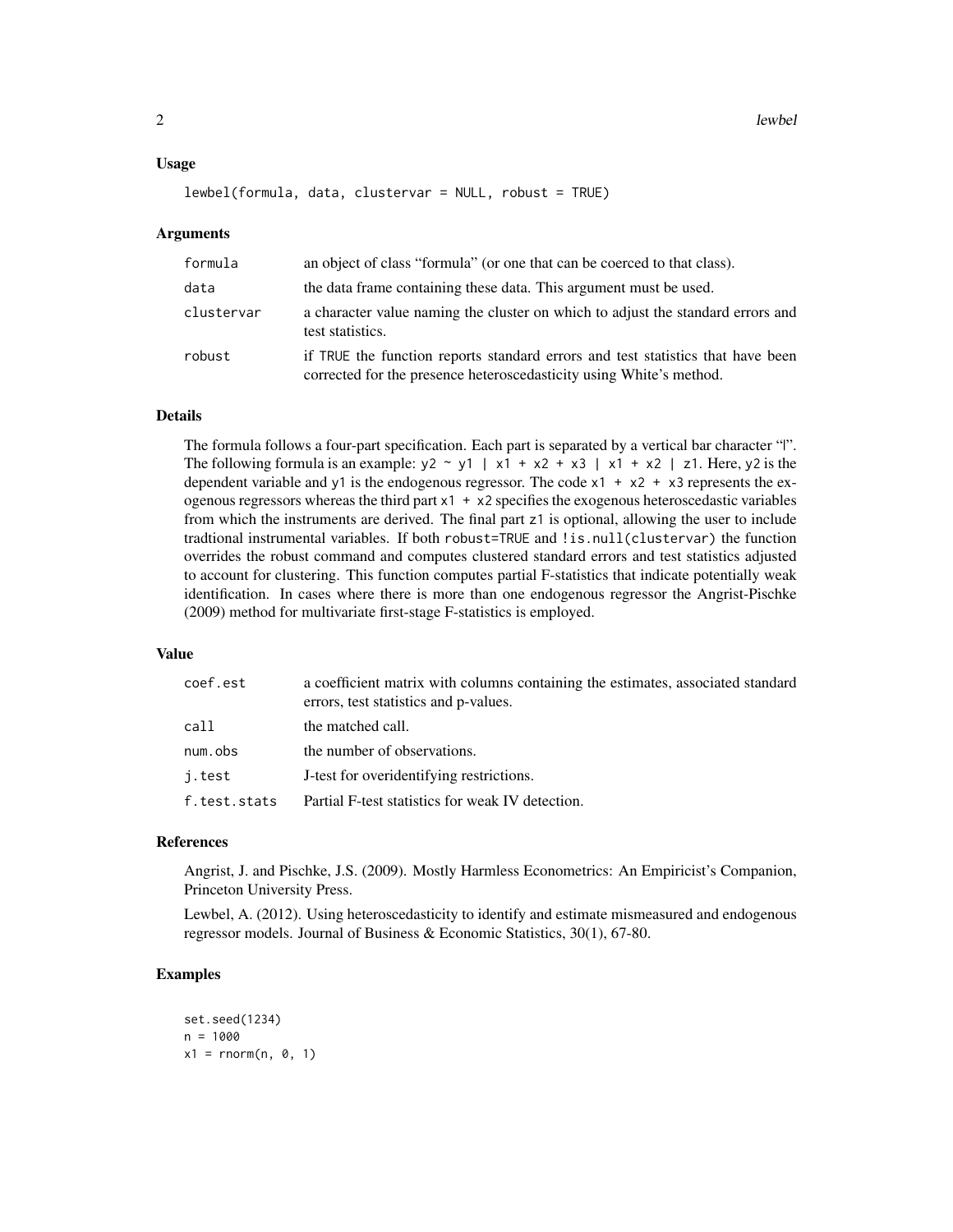### Usage

```
lewbel(formula, data, clustervar = NULL, robust = TRUE)
```

### Arguments

| | |
|---|---|
| formula | an object of class "formula" (or one that can be coerced to that class). |
| data | the data frame containing these data. This argument must be used. |
| clustervar | a character value naming the cluster on which to adjust the standard errors and test statistics. |
| robust | if TRUE the function reports standard errors and test statistics that have been corrected for the presence heteroscedasticity using White's method. |

### Details

The formula follows a four-part specification. Each part is separated by a vertical bar character "|". The following formula is an example: `y2 ~ y1 | x1 + x2 + x3 | x1 + x2 | z1`. Here, `y2` is the dependent variable and `y1` is the endogenous regressor. The code `x1 + x2 + x3` represents the exogenous regressors whereas the third part `x1 + x2` specifies the exogenous heteroscedastic variables from which the instruments are derived. The final part `z1` is optional, allowing the user to include tradtional instrumental variables. If both `robust=TRUE` and `!is.null(clustervar)` the function overrides the robust command and computes clustered standard errors and test statistics adjusted to account for clustering. This function computes partial F-statistics that indicate potentially weak identification. In cases where there is more than one endogenous regressor the Angrist-Pischke (2009) method for multivariate first-stage F-statistics is employed.

### Value

| | |
|---|---|
| coef.est | a coefficient matrix with columns containing the estimates, associated standard errors, test statistics and p-values. |
| call | the matched call. |
| num.obs | the number of observations. |
| j.test | J-test for overidentifying restrictions. |
| f.test.stats | Partial F-test statistics for weak IV detection. |

### References

Angrist, J. and Pischke, J.S. (2009). Mostly Harmless Econometrics: An Empiricist's Companion, Princeton University Press.

Lewbel, A. (2012). Using heteroscedasticity to identify and estimate mismeasured and endogenous regressor models. Journal of Business & Economic Statistics, 30(1), 67-80.

### Examples

```
set.seed(1234)
n = 1000
x1 = rnorm(n, 0, 1)
```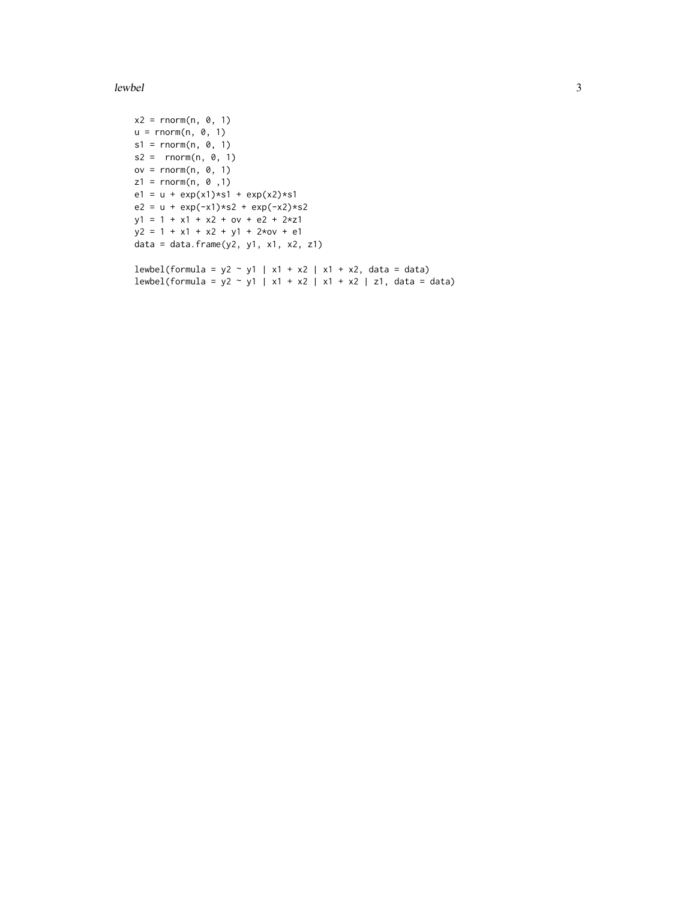```
x2 = rnorm(n, 0, 1)
u = rnorm(n, 0, 1)
s1 = rnorm(n, 0, 1)
s2 =  rnorm(n, 0, 1)
ov = rnorm(n, 0, 1)
z1 = rnorm(n, 0 ,1)
e1 = u + exp(x1)*s1 + exp(x2)*s1
e2 = u + exp(-x1)*s2 + exp(-x2)*s2
y1 = 1 + x1 + x2 + ov + e2 + 2*z1
y2 = 1 + x1 + x2 + y1 + 2*ov + e1
data = data.frame(y2, y1, x1, x2, z1)

lewbel(formula = y2 ~ y1 | x1 + x2 | x1 + x2, data = data)
lewbel(formula = y2 ~ y1 | x1 + x2 | x1 + x2 | z1, data = data)
```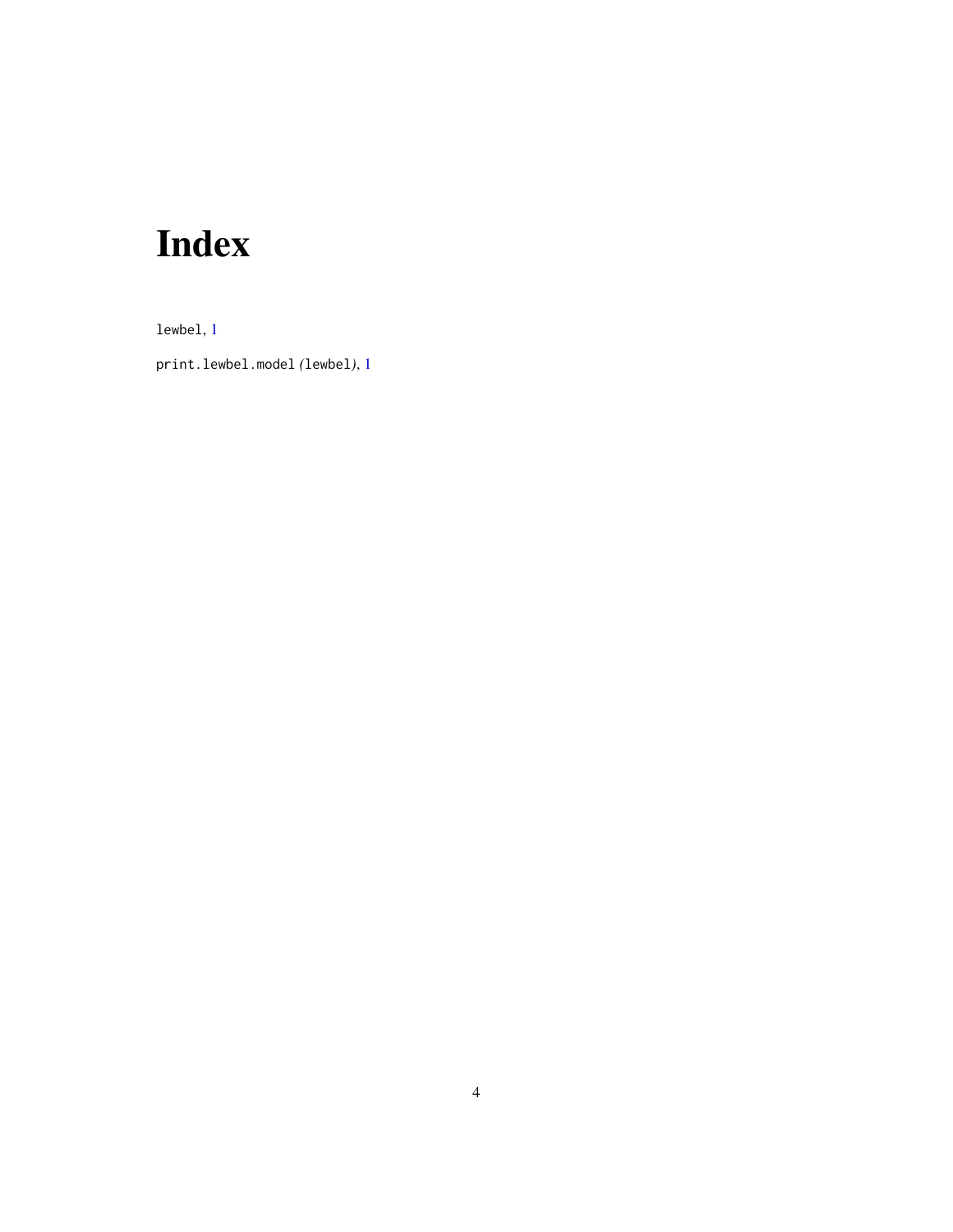# Index

lewbel, 1

print.lewbel.model *(*lewbel*)*, 1